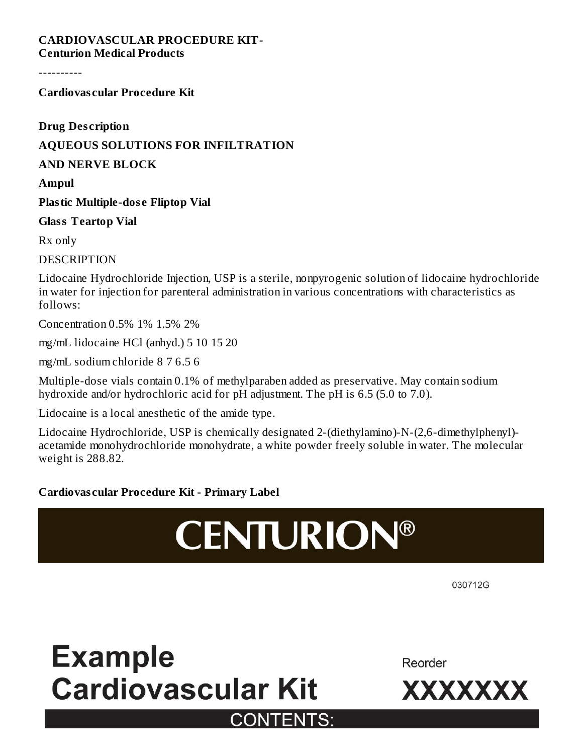**CARDIOVASCULAR PROCEDURE KIT-**
**Centurion Medical Products**

----------

**Cardiovascular Procedure Kit**

**Drug Description**

**AQUEOUS SOLUTIONS FOR INFILTRATION**

**AND NERVE BLOCK**

**Ampul**

**Plastic Multiple-dose Fliptop Vial**

**Glass Teartop Vial**

Rx only

DESCRIPTION

Lidocaine Hydrochloride Injection, USP is a sterile, nonpyrogenic solution of lidocaine hydrochloride in water for injection for parenteral administration in various concentrations with characteristics as follows:

Concentration 0.5% 1% 1.5% 2%

mg/mL lidocaine HCl (anhyd.) 5 10 15 20

mg/mL sodium chloride 8 7 6.5 6

Multiple-dose vials contain 0.1% of methylparaben added as preservative. May contain sodium hydroxide and/or hydrochloric acid for pH adjustment. The pH is 6.5 (5.0 to 7.0).

Lidocaine is a local anesthetic of the amide type.

Lidocaine Hydrochloride, USP is chemically designated 2-(diethylamino)-N-(2,6-dimethylphenyl)-acetamide monohydrochloride monohydrate, a white powder freely soluble in water. The molecular weight is 288.82.

**Cardiovascular Procedure Kit - Primary Label**

CENTURION®

030712G

**Example Cardiovascular Kit**

Reorder

**XXXXXXX**

CONTENTS: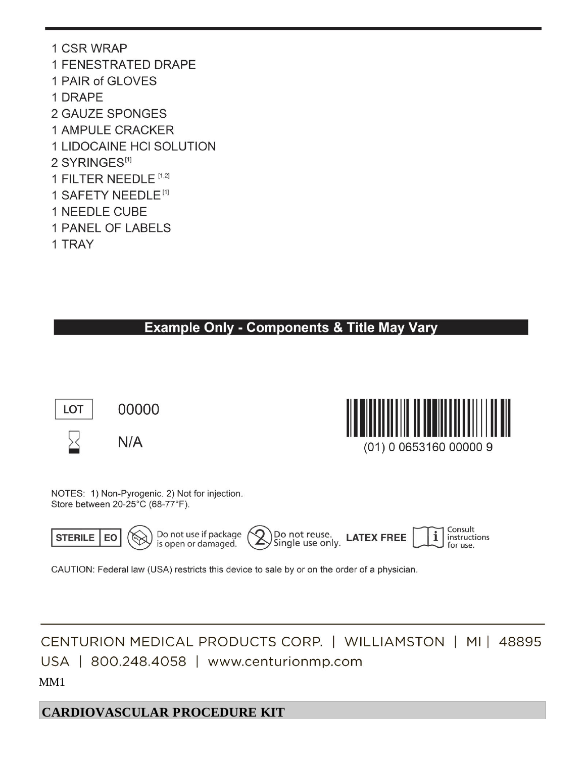1 CSR WRAP
1 FENESTRATED DRAPE
1 PAIR of GLOVES
1 DRAPE
2 GAUZE SPONGES
1 AMPULE CRACKER
1 LIDOCAINE HCl SOLUTION
2 SYRINGES[1]
1 FILTER NEEDLE [1,2]
1 SAFETY NEEDLE[1]
1 NEEDLE CUBE
1 PANEL OF LABELS
1 TRAY

**Example Only - Components & Title May Vary**

LOT 00000

N/A

(01) 0 0653160 00000 9

NOTES: 1) Non-Pyrogenic. 2) Not for injection.
Store between 20-25°C (68-77°F).

STERILE EO | Do not use if package is open or damaged. | Do not reuse. Single use only. | LATEX FREE | Consult instructions for use.

CAUTION: Federal law (USA) restricts this device to sale by or on the order of a physician.

CENTURION MEDICAL PRODUCTS CORP. | WILLIAMSTON | MI | 48895
USA | 800.248.4058 | www.centurionmp.com

MM1

**CARDIOVASCULAR PROCEDURE KIT**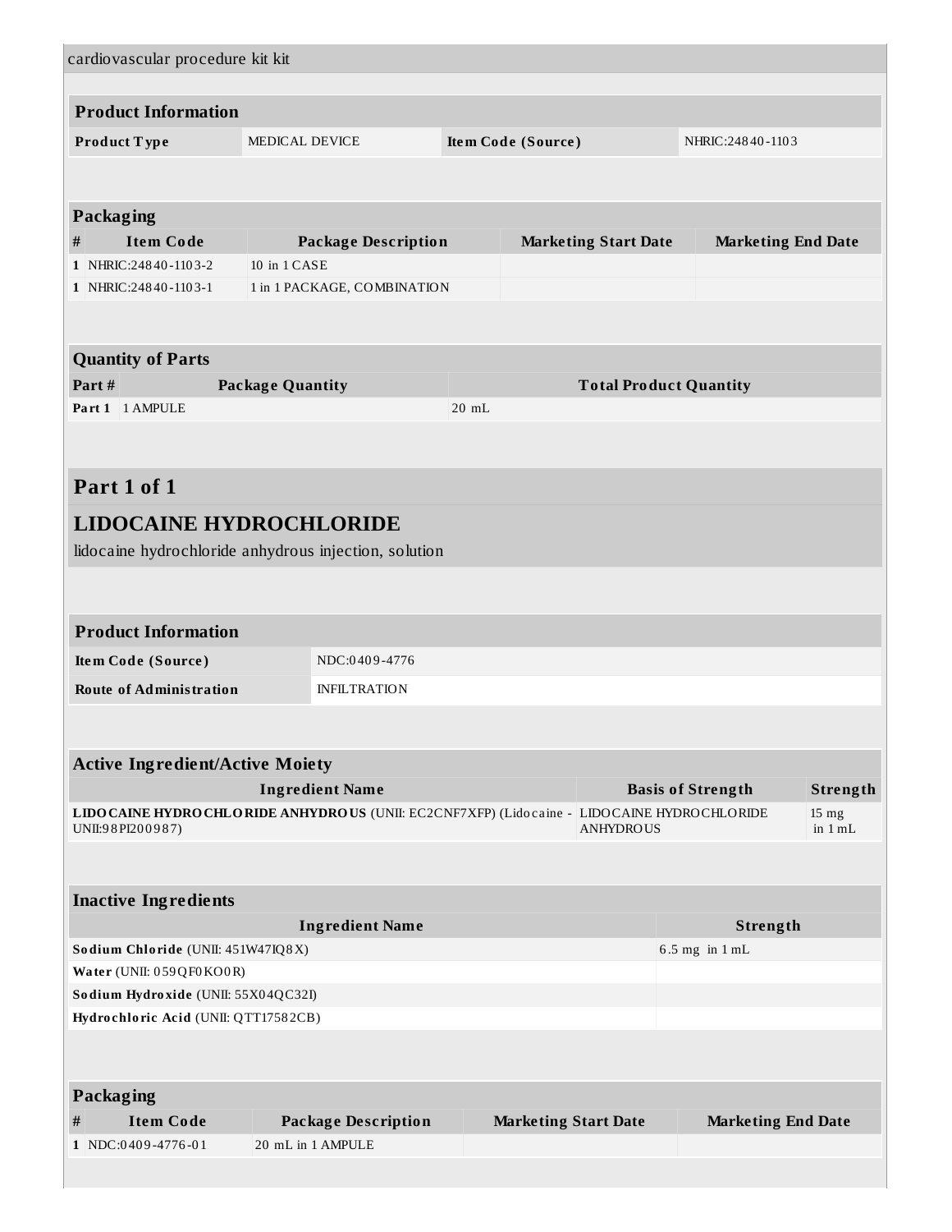cardiovascular procedure kit kit

### Product Information

| Product Type | MEDICAL DEVICE | Item Code (Source) | NHRIC:24840-1103 |
|---|---|---|---|

### Packaging

| # | Item Code | Package Description | Marketing Start Date | Marketing End Date |
|---|---|---|---|---|
| 1 | NHRIC:24840-1103-2 | 10 in 1 CASE | | |
| 1 | NHRIC:24840-1103-1 | 1 in 1 PACKAGE, COMBINATION | | |

### Quantity of Parts

| Part # | Package Quantity | Total Product Quantity |
|---|---|---|
| Part 1 | 1 AMPULE | 20 mL |

## Part 1 of 1

## LIDOCAINE HYDROCHLORIDE

lidocaine hydrochloride anhydrous injection, solution

### Product Information

| Item Code (Source) | NDC:0409-4776 |
|---|---|
| Route of Administration | INFILTRATION |

### Active Ingredient/Active Moiety

| Ingredient Name | Basis of Strength | Strength |
|---|---|---|
| **LIDOCAINE HYDROCHLORIDE ANHYDROUS** (UNII: EC2CNF7XFP) (Lidocaine - UNII:98PI200987) | LIDOCAINE HYDROCHLORIDE ANHYDROUS | 15 mg in 1 mL |

### Inactive Ingredients

| Ingredient Name | Strength |
|---|---|
| **Sodium Chloride** (UNII: 451W47IQ8X) | 6.5 mg in 1 mL |
| **Water** (UNII: 059QF0KO0R) | |
| **Sodium Hydroxide** (UNII: 55X04QC32I) | |
| **Hydrochloric Acid** (UNII: QTT17582CB) | |

### Packaging

| # | Item Code | Package Description | Marketing Start Date | Marketing End Date |
|---|---|---|---|---|
| 1 | NDC:0409-4776-01 | 20 mL in 1 AMPULE | | |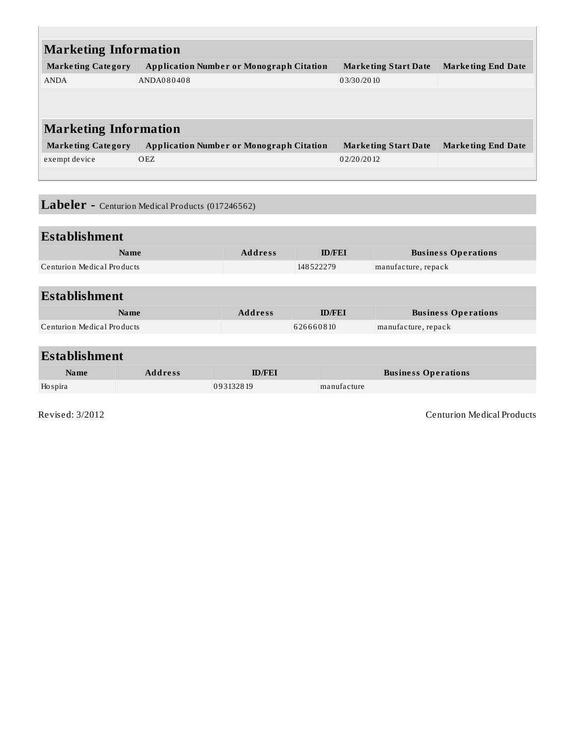## Marketing Information

| Marketing Category | Application Number or Monograph Citation | Marketing Start Date | Marketing End Date |
|---|---|---|---|
| ANDA | ANDA080408 | 03/30/2010 | |

## Marketing Information

| Marketing Category | Application Number or Monograph Citation | Marketing Start Date | Marketing End Date |
|---|---|---|---|
| exempt device | OEZ | 02/20/2012 | |

## Labeler - Centurion Medical Products (017246562)

## Establishment

| Name | Address | ID/FEI | Business Operations |
|---|---|---|---|
| Centurion Medical Products | | 148522279 | manufacture, repack |

## Establishment

| Name | Address | ID/FEI | Business Operations |
|---|---|---|---|
| Centurion Medical Products | | 626660810 | manufacture, repack |

## Establishment

| Name | Address | ID/FEI | Business Operations |
|---|---|---|---|
| Hospira | | 093132819 | manufacture |

Revised: 3/2012

Centurion Medical Products